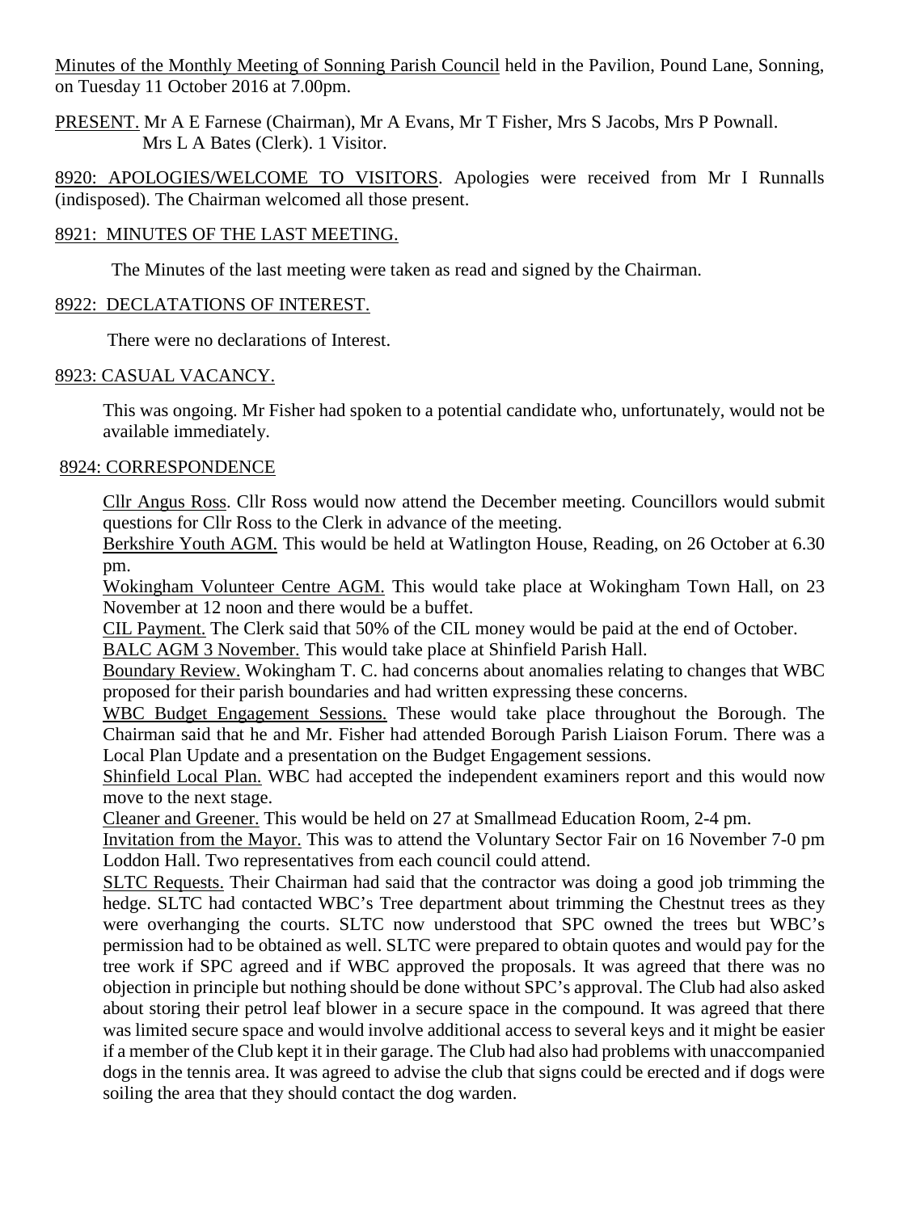Minutes of the Monthly Meeting of Sonning Parish Council held in the Pavilion, Pound Lane, Sonning, on Tuesday 11 October 2016 at 7.00pm.

PRESENT. Mr A E Farnese (Chairman), Mr A Evans, Mr T Fisher, Mrs S Jacobs, Mrs P Pownall. Mrs L A Bates (Clerk). 1 Visitor.

8920: APOLOGIES/WELCOME TO VISITORS. Apologies were received from Mr I Runnalls (indisposed). The Chairman welcomed all those present.

## 8921: MINUTES OF THE LAST MEETING.

The Minutes of the last meeting were taken as read and signed by the Chairman.

## 8922: DECLATATIONS OF INTEREST.

There were no declarations of Interest.

## 8923: CASUAL VACANCY.

This was ongoing. Mr Fisher had spoken to a potential candidate who, unfortunately, would not be available immediately.

## 8924: CORRESPONDENCE

Cllr Angus Ross. Cllr Ross would now attend the December meeting. Councillors would submit questions for Cllr Ross to the Clerk in advance of the meeting.

Berkshire Youth AGM. This would be held at Watlington House, Reading, on 26 October at 6.30 pm.

Wokingham Volunteer Centre AGM. This would take place at Wokingham Town Hall, on 23 November at 12 noon and there would be a buffet.

CIL Payment. The Clerk said that 50% of the CIL money would be paid at the end of October.

BALC AGM 3 November. This would take place at Shinfield Parish Hall.

Boundary Review. Wokingham T. C. had concerns about anomalies relating to changes that WBC proposed for their parish boundaries and had written expressing these concerns.

WBC Budget Engagement Sessions. These would take place throughout the Borough. The Chairman said that he and Mr. Fisher had attended Borough Parish Liaison Forum. There was a Local Plan Update and a presentation on the Budget Engagement sessions.

Shinfield Local Plan. WBC had accepted the independent examiners report and this would now move to the next stage.

Cleaner and Greener. This would be held on 27 at Smallmead Education Room, 2-4 pm.

Invitation from the Mayor. This was to attend the Voluntary Sector Fair on 16 November 7-0 pm Loddon Hall. Two representatives from each council could attend.

SLTC Requests. Their Chairman had said that the contractor was doing a good job trimming the hedge. SLTC had contacted WBC's Tree department about trimming the Chestnut trees as they were overhanging the courts. SLTC now understood that SPC owned the trees but WBC's permission had to be obtained as well. SLTC were prepared to obtain quotes and would pay for the tree work if SPC agreed and if WBC approved the proposals. It was agreed that there was no objection in principle but nothing should be done without SPC's approval. The Club had also asked about storing their petrol leaf blower in a secure space in the compound. It was agreed that there was limited secure space and would involve additional access to several keys and it might be easier if a member of the Club kept it in their garage. The Club had also had problems with unaccompanied dogs in the tennis area. It was agreed to advise the club that signs could be erected and if dogs were soiling the area that they should contact the dog warden.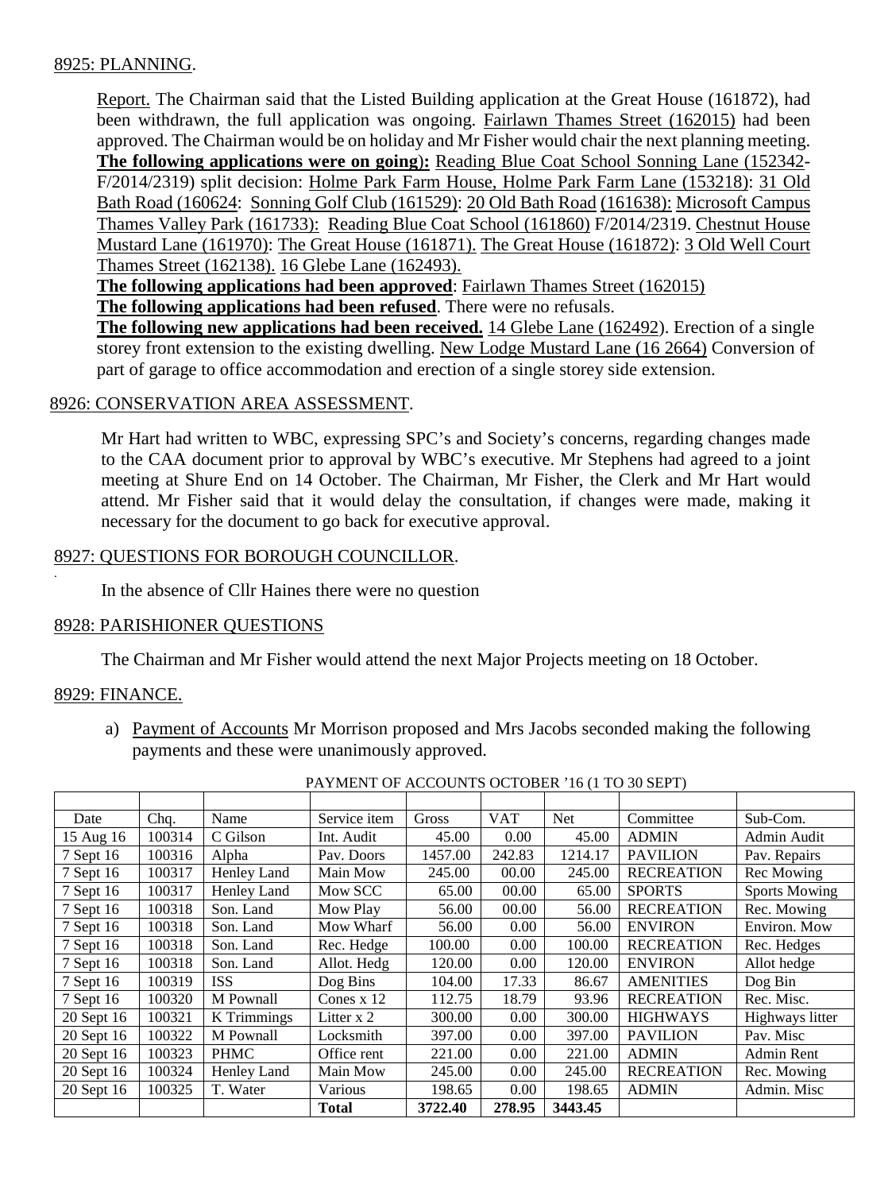8925: PLANNING.

Report. The Chairman said that the Listed Building application at the Great House (161872), had been withdrawn, the full application was ongoing. Fairlawn Thames Street (162015) had been approved. The Chairman would be on holiday and Mr Fisher would chair the next planning meeting. **The following applications were on going):** Reading Blue Coat School Sonning Lane (152342-F/2014/2319) split decision: Holme Park Farm House, Holme Park Farm Lane (153218): 31 Old Bath Road (160624: Sonning Golf Club (161529): 20 Old Bath Road (161638): Microsoft Campus Thames Valley Park (161733): Reading Blue Coat School (161860) F/2014/2319. Chestnut House Mustard Lane (161970): The Great House (161871). The Great House (161872): 3 Old Well Court Thames Street (162138). 16 Glebe Lane (162493).

**The following applications had been approved**: Fairlawn Thames Street (162015)

**The following applications had been refused**. There were no refusals.

**The following new applications had been received.** 14 Glebe Lane (162492). Erection of a single storey front extension to the existing dwelling. New Lodge Mustard Lane (16 2664) Conversion of part of garage to office accommodation and erection of a single storey side extension.

8926: CONSERVATION AREA ASSESSMENT.

Mr Hart had written to WBC, expressing SPC's and Society's concerns, regarding changes made to the CAA document prior to approval by WBC's executive. Mr Stephens had agreed to a joint meeting at Shure End on 14 October. The Chairman, Mr Fisher, the Clerk and Mr Hart would attend. Mr Fisher said that it would delay the consultation, if changes were made, making it necessary for the document to go back for executive approval.

8927: QUESTIONS FOR BOROUGH COUNCILLOR.

In the absence of Cllr Haines there were no question

8928: PARISHIONER QUESTIONS

The Chairman and Mr Fisher would attend the next Major Projects meeting on 18 October.

8929: FINANCE.

a) Payment of Accounts Mr Morrison proposed and Mrs Jacobs seconded making the following payments and these were unanimously approved.

PAYMENT OF ACCOUNTS OCTOBER '16 (1 TO 30 SEPT)

| Date | Chq. | Name | Service item | Gross | VAT | Net | Committee | Sub-Com. |
|---|---|---|---|---|---|---|---|---|
| 15 Aug 16 | 100314 | C Gilson | Int. Audit | 45.00 | 0.00 | 45.00 | ADMIN | Admin Audit |
| 7 Sept 16 | 100316 | Alpha | Pav. Doors | 1457.00 | 242.83 | 1214.17 | PAVILION | Pav. Repairs |
| 7 Sept 16 | 100317 | Henley Land | Main Mow | 245.00 | 00.00 | 245.00 | RECREATION | Rec Mowing |
| 7 Sept 16 | 100317 | Henley Land | Mow SCC | 65.00 | 00.00 | 65.00 | SPORTS | Sports Mowing |
| 7 Sept 16 | 100318 | Son. Land | Mow Play | 56.00 | 00.00 | 56.00 | RECREATION | Rec. Mowing |
| 7 Sept 16 | 100318 | Son. Land | Mow Wharf | 56.00 | 0.00 | 56.00 | ENVIRON | Environ. Mow |
| 7 Sept 16 | 100318 | Son. Land | Rec. Hedge | 100.00 | 0.00 | 100.00 | RECREATION | Rec. Hedges |
| 7 Sept 16 | 100318 | Son. Land | Allot. Hedg | 120.00 | 0.00 | 120.00 | ENVIRON | Allot hedge |
| 7 Sept 16 | 100319 | ISS | Dog Bins | 104.00 | 17.33 | 86.67 | AMENITIES | Dog Bin |
| 7 Sept 16 | 100320 | M Pownall | Cones x 12 | 112.75 | 18.79 | 93.96 | RECREATION | Rec. Misc. |
| 20 Sept 16 | 100321 | K Trimmings | Litter x 2 | 300.00 | 0.00 | 300.00 | HIGHWAYS | Highways litter |
| 20 Sept 16 | 100322 | M Pownall | Locksmith | 397.00 | 0.00 | 397.00 | PAVILION | Pav. Misc |
| 20 Sept 16 | 100323 | PHMC | Office rent | 221.00 | 0.00 | 221.00 | ADMIN | Admin Rent |
| 20 Sept 16 | 100324 | Henley Land | Main Mow | 245.00 | 0.00 | 245.00 | RECREATION | Rec. Mowing |
| 20 Sept 16 | 100325 | T. Water | Various | 198.65 | 0.00 | 198.65 | ADMIN | Admin. Misc |
| | | | **Total** | **3722.40** | **278.95** | **3443.45** | | |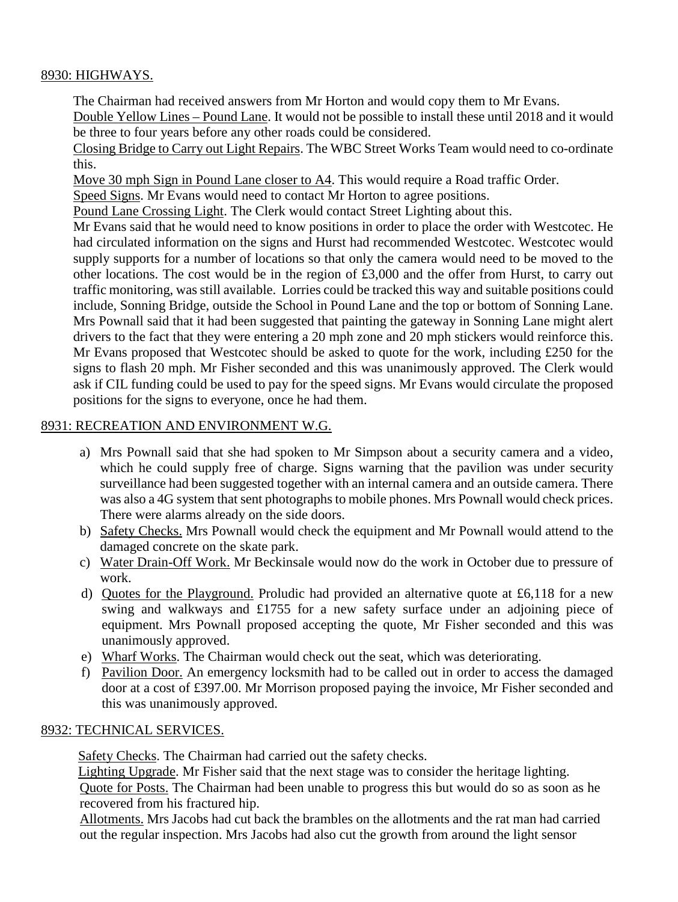## 8930: HIGHWAYS.

The Chairman had received answers from Mr Horton and would copy them to Mr Evans.
Double Yellow Lines – Pound Lane. It would not be possible to install these until 2018 and it would be three to four years before any other roads could be considered.
Closing Bridge to Carry out Light Repairs. The WBC Street Works Team would need to co-ordinate this.
Move 30 mph Sign in Pound Lane closer to A4. This would require a Road traffic Order.
Speed Signs. Mr Evans would need to contact Mr Horton to agree positions.
Pound Lane Crossing Light. The Clerk would contact Street Lighting about this.
Mr Evans said that he would need to know positions in order to place the order with Westcotec. He had circulated information on the signs and Hurst had recommended Westcotec. Westcotec would supply supports for a number of locations so that only the camera would need to be moved to the other locations. The cost would be in the region of £3,000 and the offer from Hurst, to carry out traffic monitoring, was still available. Lorries could be tracked this way and suitable positions could include, Sonning Bridge, outside the School in Pound Lane and the top or bottom of Sonning Lane. Mrs Pownall said that it had been suggested that painting the gateway in Sonning Lane might alert drivers to the fact that they were entering a 20 mph zone and 20 mph stickers would reinforce this. Mr Evans proposed that Westcotec should be asked to quote for the work, including £250 for the signs to flash 20 mph. Mr Fisher seconded and this was unanimously approved. The Clerk would ask if CIL funding could be used to pay for the speed signs. Mr Evans would circulate the proposed positions for the signs to everyone, once he had them.

## 8931: RECREATION AND ENVIRONMENT W.G.

a) Mrs Pownall said that she had spoken to Mr Simpson about a security camera and a video, which he could supply free of charge. Signs warning that the pavilion was under security surveillance had been suggested together with an internal camera and an outside camera. There was also a 4G system that sent photographs to mobile phones. Mrs Pownall would check prices. There were alarms already on the side doors.
b) Safety Checks. Mrs Pownall would check the equipment and Mr Pownall would attend to the damaged concrete on the skate park.
c) Water Drain-Off Work. Mr Beckinsale would now do the work in October due to pressure of work.
d) Quotes for the Playground. Proludic had provided an alternative quote at £6,118 for a new swing and walkways and £1755 for a new safety surface under an adjoining piece of equipment. Mrs Pownall proposed accepting the quote, Mr Fisher seconded and this was unanimously approved.
e) Wharf Works. The Chairman would check out the seat, which was deteriorating.
f) Pavilion Door. An emergency locksmith had to be called out in order to access the damaged door at a cost of £397.00. Mr Morrison proposed paying the invoice, Mr Fisher seconded and this was unanimously approved.

## 8932: TECHNICAL SERVICES.

Safety Checks. The Chairman had carried out the safety checks.
Lighting Upgrade. Mr Fisher said that the next stage was to consider the heritage lighting.
Quote for Posts. The Chairman had been unable to progress this but would do so as soon as he recovered from his fractured hip.
Allotments. Mrs Jacobs had cut back the brambles on the allotments and the rat man had carried out the regular inspection. Mrs Jacobs had also cut the growth from around the light sensor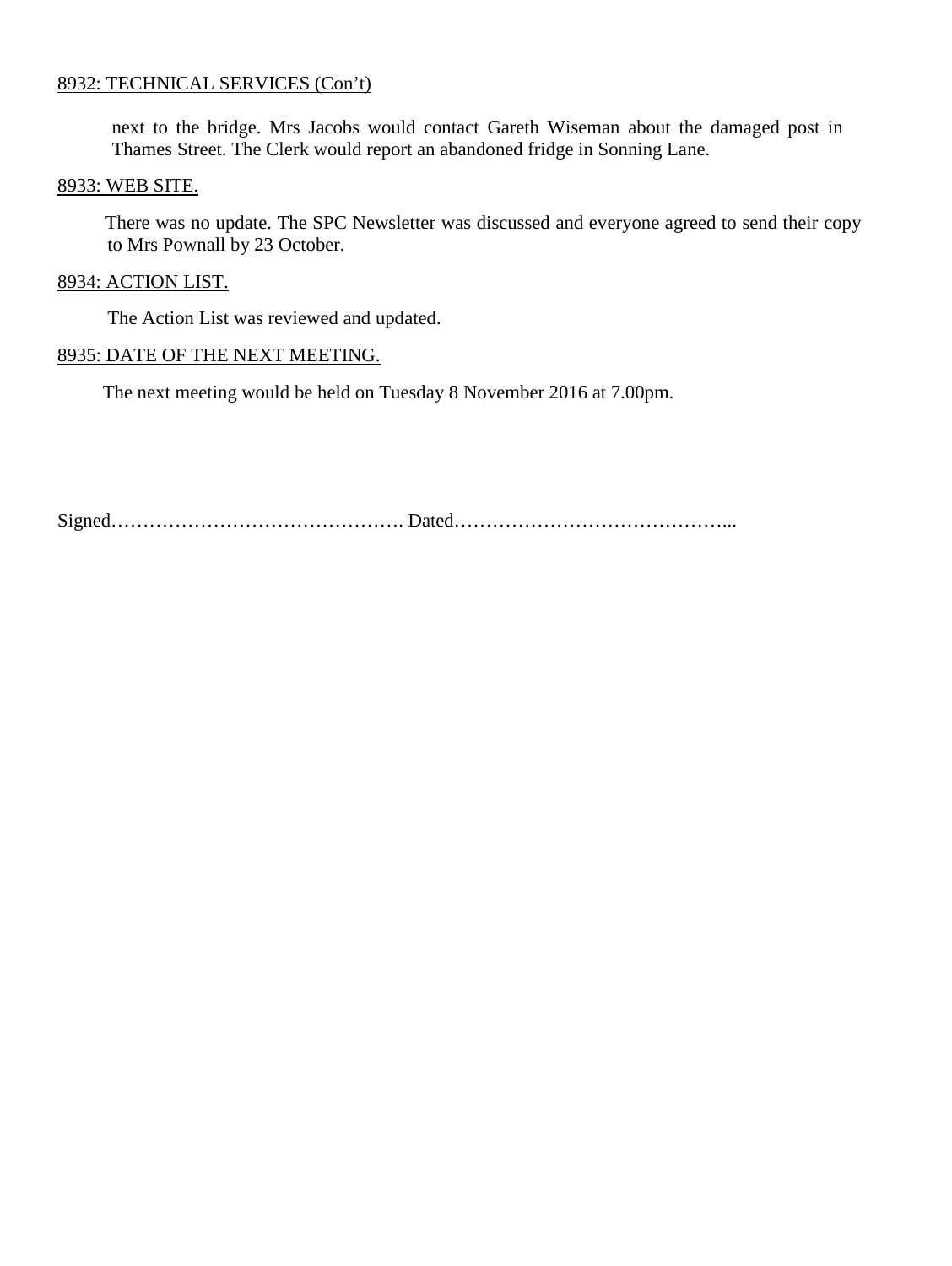8932: TECHNICAL SERVICES (Con't)

next to the bridge. Mrs Jacobs would contact Gareth Wiseman about the damaged post in Thames Street. The Clerk would report an abandoned fridge in Sonning Lane.

8933: WEB SITE.

There was no update. The SPC Newsletter was discussed and everyone agreed to send their copy to Mrs Pownall by 23 October.

8934: ACTION LIST.

The Action List was reviewed and updated.

8935: DATE OF THE NEXT MEETING.

The next meeting would be held on Tuesday 8 November 2016 at 7.00pm.

Signed………………………………………. Dated……………………………………...